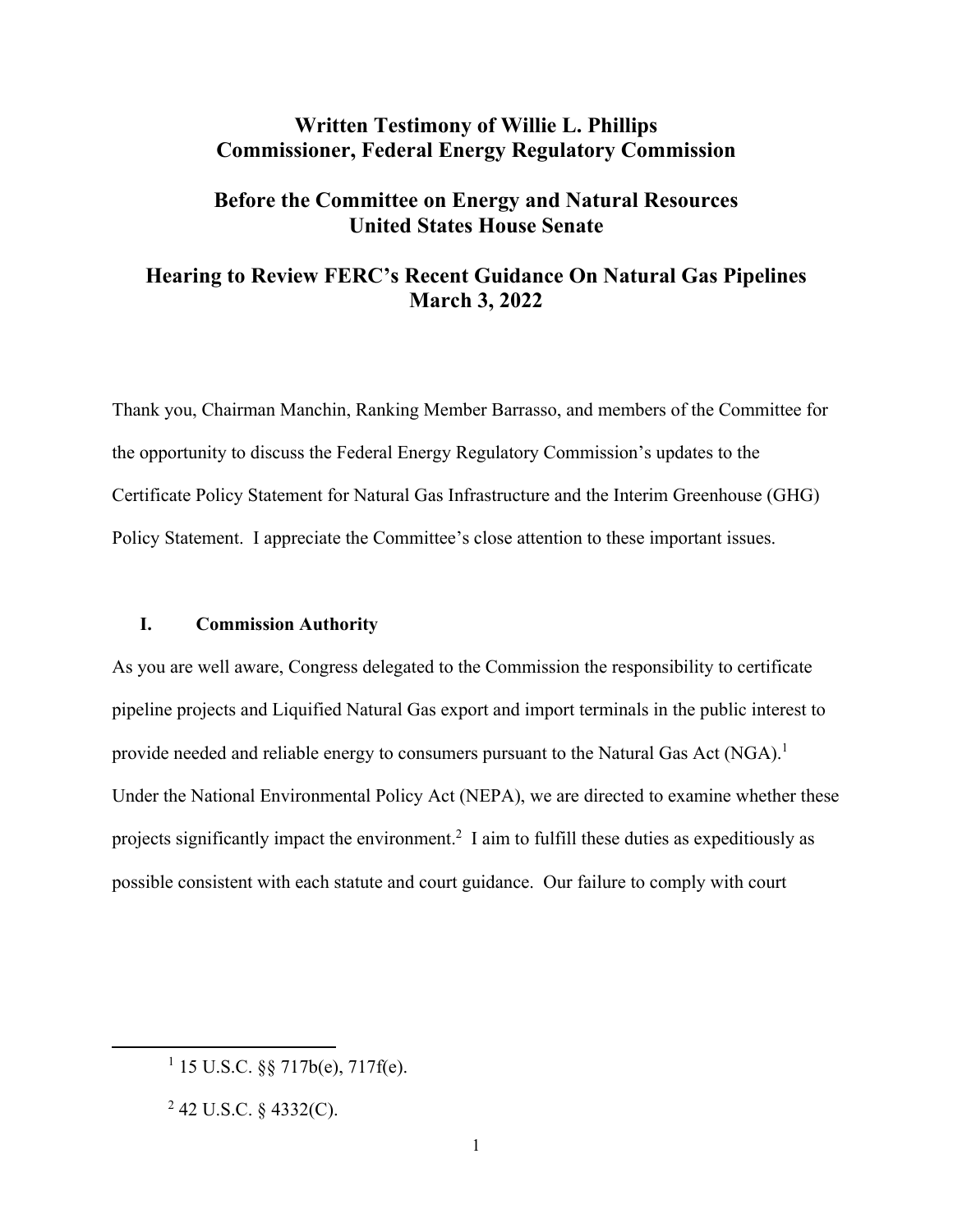# Written Testimony of Willie L. Phillips
# Commissioner, Federal Energy Regulatory Commission

## Before the Committee on Energy and Natural Resources
## United States House Senate

## Hearing to Review FERC's Recent Guidance On Natural Gas Pipelines
## March 3, 2022

Thank you, Chairman Manchin, Ranking Member Barrasso, and members of the Committee for the opportunity to discuss the Federal Energy Regulatory Commission's updates to the Certificate Policy Statement for Natural Gas Infrastructure and the Interim Greenhouse (GHG) Policy Statement. I appreciate the Committee's close attention to these important issues.

### I. Commission Authority

As you are well aware, Congress delegated to the Commission the responsibility to certificate pipeline projects and Liquified Natural Gas export and import terminals in the public interest to provide needed and reliable energy to consumers pursuant to the Natural Gas Act (NGA).[1] Under the National Environmental Policy Act (NEPA), we are directed to examine whether these projects significantly impact the environment.[2] I aim to fulfill these duties as expeditiously as possible consistent with each statute and court guidance. Our failure to comply with court

---

[1] 15 U.S.C. §§ 717b(e), 717f(e).

[2] 42 U.S.C. § 4332(C).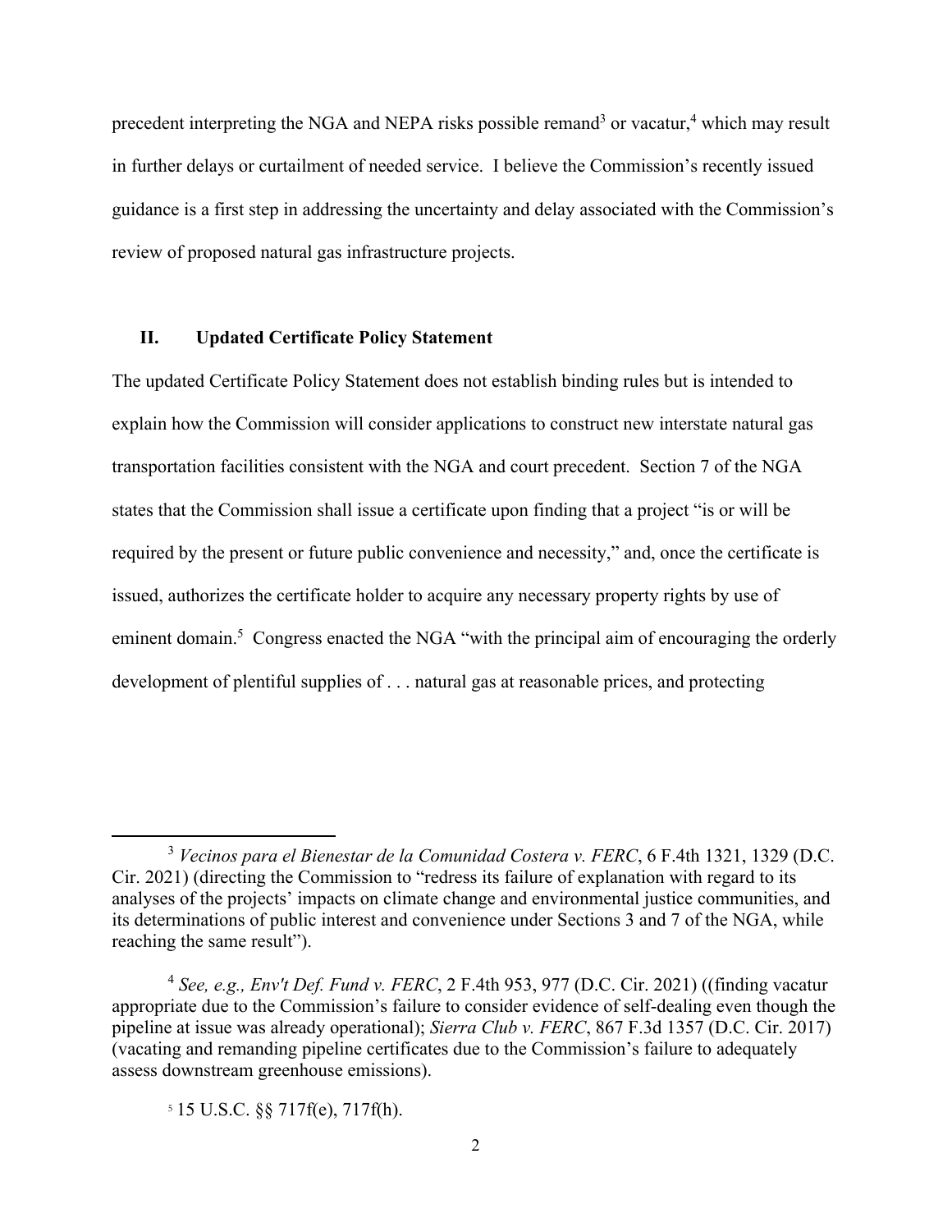precedent interpreting the NGA and NEPA risks possible remand[3] or vacatur,[4] which may result in further delays or curtailment of needed service. I believe the Commission's recently issued guidance is a first step in addressing the uncertainty and delay associated with the Commission's review of proposed natural gas infrastructure projects.

## II. Updated Certificate Policy Statement

The updated Certificate Policy Statement does not establish binding rules but is intended to explain how the Commission will consider applications to construct new interstate natural gas transportation facilities consistent with the NGA and court precedent. Section 7 of the NGA states that the Commission shall issue a certificate upon finding that a project "is or will be required by the present or future public convenience and necessity," and, once the certificate is issued, authorizes the certificate holder to acquire any necessary property rights by use of eminent domain.[5] Congress enacted the NGA "with the principal aim of encouraging the orderly development of plentiful supplies of . . . natural gas at reasonable prices, and protecting

---

[3] *Vecinos para el Bienestar de la Comunidad Costera v. FERC*, 6 F.4th 1321, 1329 (D.C. Cir. 2021) (directing the Commission to "redress its failure of explanation with regard to its analyses of the projects' impacts on climate change and environmental justice communities, and its determinations of public interest and convenience under Sections 3 and 7 of the NGA, while reaching the same result").

[4] *See, e.g., Env't Def. Fund v. FERC*, 2 F.4th 953, 977 (D.C. Cir. 2021) ((finding vacatur appropriate due to the Commission's failure to consider evidence of self-dealing even though the pipeline at issue was already operational); *Sierra Club v. FERC*, 867 F.3d 1357 (D.C. Cir. 2017) (vacating and remanding pipeline certificates due to the Commission's failure to adequately assess downstream greenhouse emissions).

[5] 15 U.S.C. §§ 717f(e), 717f(h).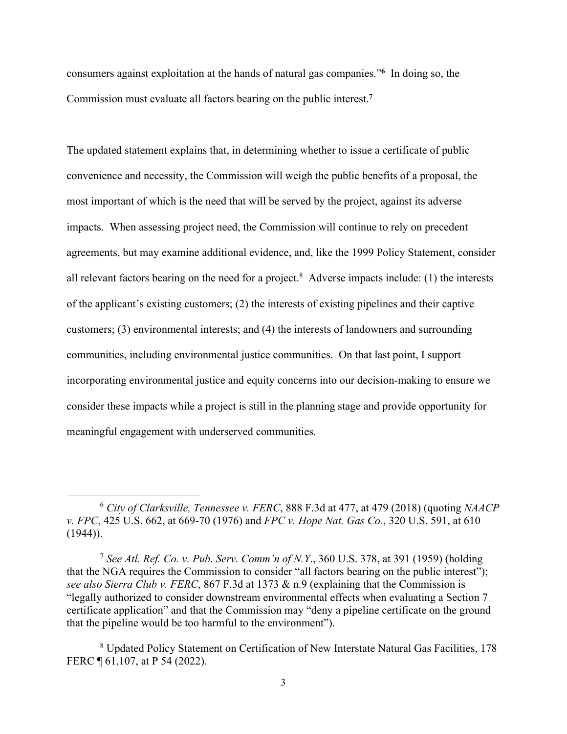consumers against exploitation at the hands of natural gas companies."[6] In doing so, the Commission must evaluate all factors bearing on the public interest.[7]

The updated statement explains that, in determining whether to issue a certificate of public convenience and necessity, the Commission will weigh the public benefits of a proposal, the most important of which is the need that will be served by the project, against its adverse impacts. When assessing project need, the Commission will continue to rely on precedent agreements, but may examine additional evidence, and, like the 1999 Policy Statement, consider all relevant factors bearing on the need for a project.[8] Adverse impacts include: (1) the interests of the applicant's existing customers; (2) the interests of existing pipelines and their captive customers; (3) environmental interests; and (4) the interests of landowners and surrounding communities, including environmental justice communities. On that last point, I support incorporating environmental justice and equity concerns into our decision-making to ensure we consider these impacts while a project is still in the planning stage and provide opportunity for meaningful engagement with underserved communities.

---

[6] *City of Clarksville, Tennessee v. FERC*, 888 F.3d at 477, at 479 (2018) (quoting *NAACP v. FPC*, 425 U.S. 662, at 669-70 (1976) and *FPC v. Hope Nat. Gas Co.*, 320 U.S. 591, at 610 (1944)).

[7] *See Atl. Ref. Co. v. Pub. Serv. Comm'n of N.Y.*, 360 U.S. 378, at 391 (1959) (holding that the NGA requires the Commission to consider "all factors bearing on the public interest"); *see also Sierra Club v. FERC*, 867 F.3d at 1373 & n.9 (explaining that the Commission is "legally authorized to consider downstream environmental effects when evaluating a Section 7 certificate application" and that the Commission may "deny a pipeline certificate on the ground that the pipeline would be too harmful to the environment").

[8] Updated Policy Statement on Certification of New Interstate Natural Gas Facilities, 178 FERC ¶ 61,107, at P 54 (2022).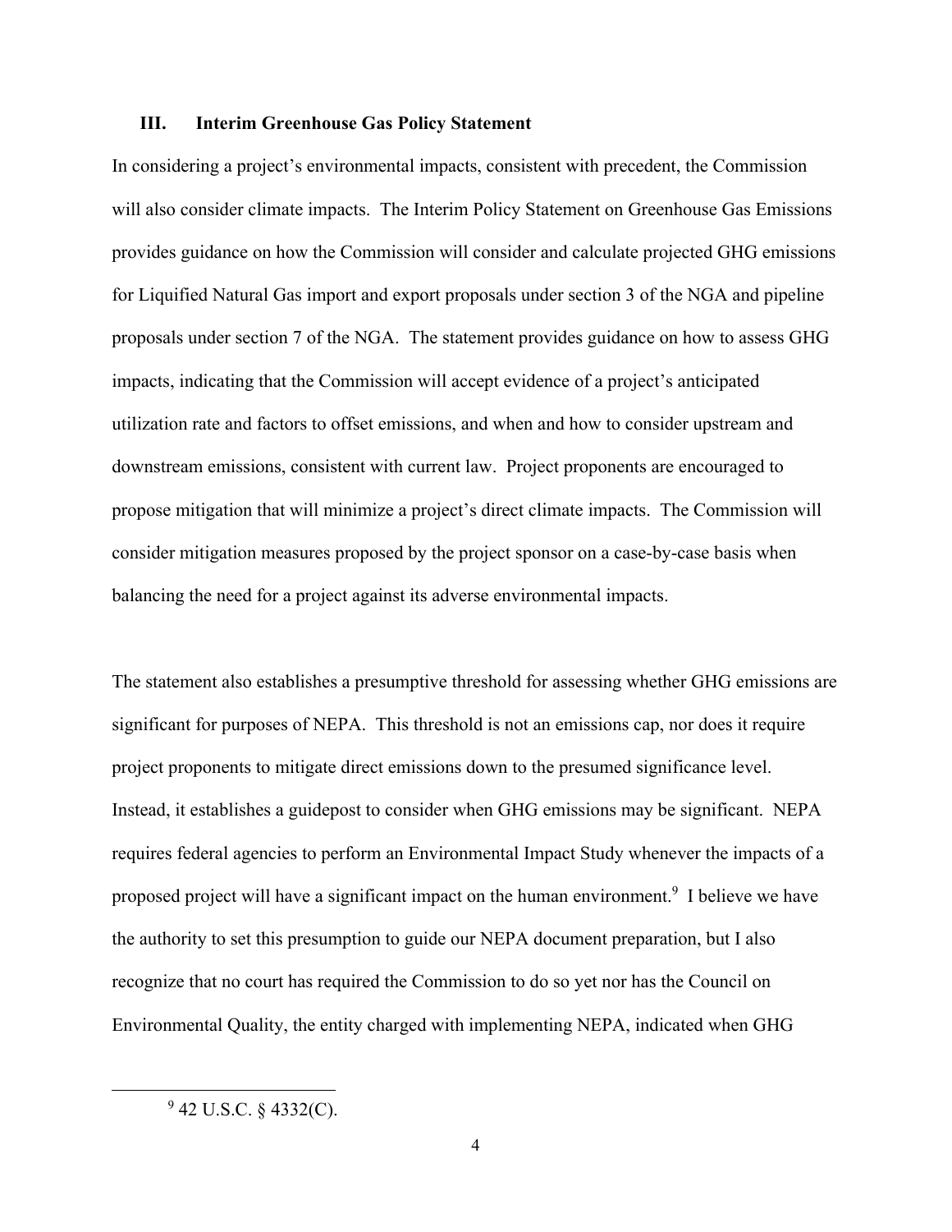### III. Interim Greenhouse Gas Policy Statement

In considering a project's environmental impacts, consistent with precedent, the Commission will also consider climate impacts. The Interim Policy Statement on Greenhouse Gas Emissions provides guidance on how the Commission will consider and calculate projected GHG emissions for Liquified Natural Gas import and export proposals under section 3 of the NGA and pipeline proposals under section 7 of the NGA. The statement provides guidance on how to assess GHG impacts, indicating that the Commission will accept evidence of a project's anticipated utilization rate and factors to offset emissions, and when and how to consider upstream and downstream emissions, consistent with current law. Project proponents are encouraged to propose mitigation that will minimize a project's direct climate impacts. The Commission will consider mitigation measures proposed by the project sponsor on a case-by-case basis when balancing the need for a project against its adverse environmental impacts.

The statement also establishes a presumptive threshold for assessing whether GHG emissions are significant for purposes of NEPA. This threshold is not an emissions cap, nor does it require project proponents to mitigate direct emissions down to the presumed significance level. Instead, it establishes a guidepost to consider when GHG emissions may be significant. NEPA requires federal agencies to perform an Environmental Impact Study whenever the impacts of a proposed project will have a significant impact on the human environment.[9] I believe we have the authority to set this presumption to guide our NEPA document preparation, but I also recognize that no court has required the Commission to do so yet nor has the Council on Environmental Quality, the entity charged with implementing NEPA, indicated when GHG

[9] 42 U.S.C. § 4332(C).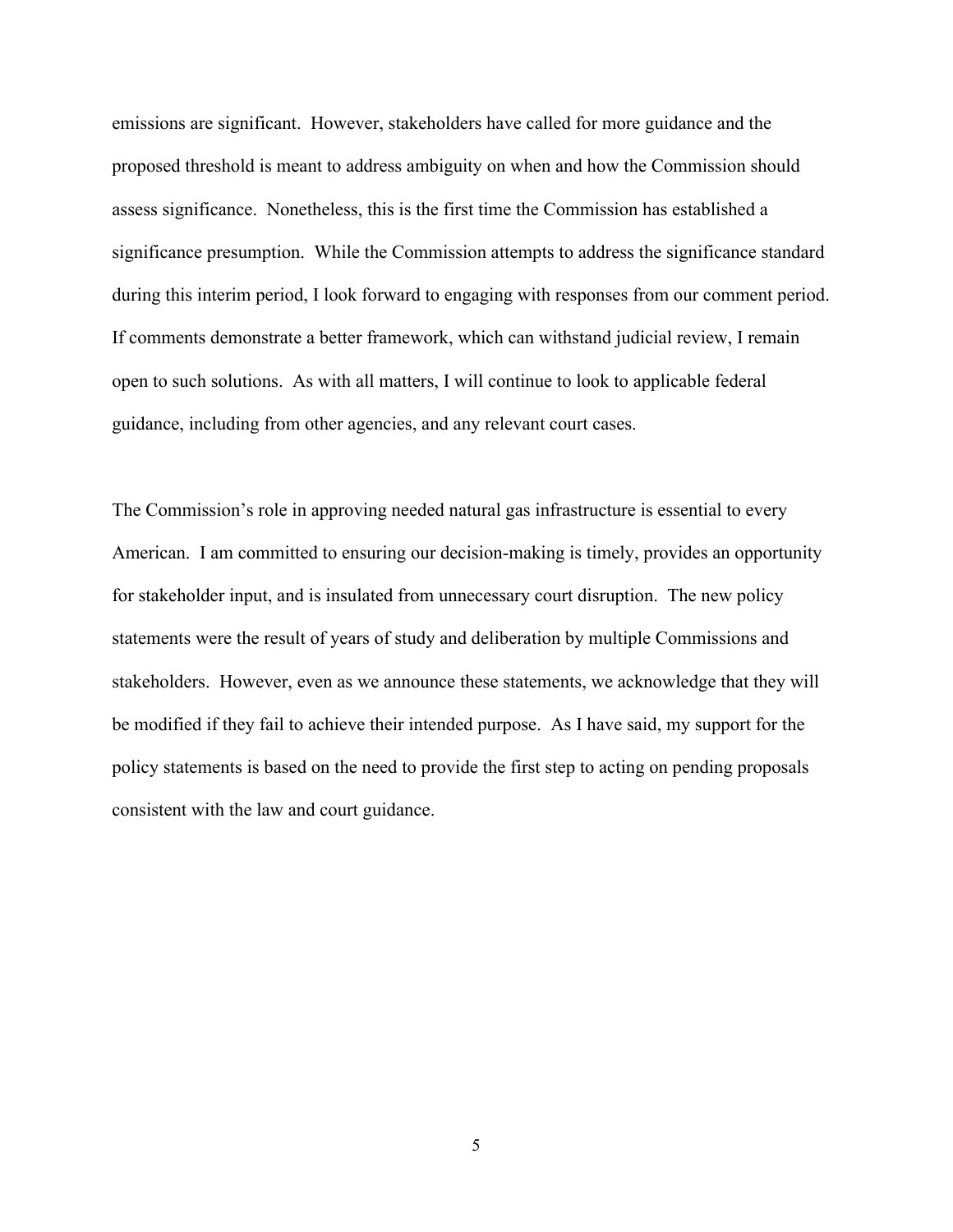emissions are significant. However, stakeholders have called for more guidance and the proposed threshold is meant to address ambiguity on when and how the Commission should assess significance. Nonetheless, this is the first time the Commission has established a significance presumption. While the Commission attempts to address the significance standard during this interim period, I look forward to engaging with responses from our comment period. If comments demonstrate a better framework, which can withstand judicial review, I remain open to such solutions. As with all matters, I will continue to look to applicable federal guidance, including from other agencies, and any relevant court cases.

The Commission's role in approving needed natural gas infrastructure is essential to every American. I am committed to ensuring our decision-making is timely, provides an opportunity for stakeholder input, and is insulated from unnecessary court disruption. The new policy statements were the result of years of study and deliberation by multiple Commissions and stakeholders. However, even as we announce these statements, we acknowledge that they will be modified if they fail to achieve their intended purpose. As I have said, my support for the policy statements is based on the need to provide the first step to acting on pending proposals consistent with the law and court guidance.